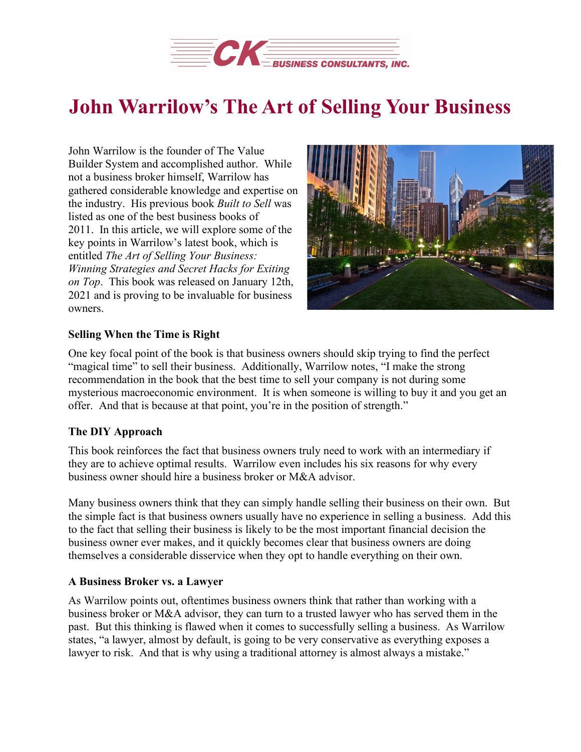# John Warrilow's The Art of Selling Your Business

John Warrilow is the founder of The Value Builder System and accomplished author. While not a business broker himself, Warrilow has gathered considerable knowledge and expertise on the industry. His previous book *Built to Sell* was listed as one of the best business books of 2011. In this article, we will explore some of the key points in Warrilow's latest book, which is entitled *The Art of Selling Your Business: Winning Strategies and Secret Hacks for Exiting on Top*. This book was released on January 12th, 2021 and is proving to be invaluable for business owners.

**Selling When the Time is Right**

One key focal point of the book is that business owners should skip trying to find the perfect "magical time" to sell their business. Additionally, Warrilow notes, "I make the strong recommendation in the book that the best time to sell your company is not during some mysterious macroeconomic environment. It is when someone is willing to buy it and you get an offer. And that is because at that point, you're in the position of strength."

**The DIY Approach**

This book reinforces the fact that business owners truly need to work with an intermediary if they are to achieve optimal results. Warrilow even includes his six reasons for why every business owner should hire a business broker or M&A advisor.

Many business owners think that they can simply handle selling their business on their own. But the simple fact is that business owners usually have no experience in selling a business. Add this to the fact that selling their business is likely to be the most important financial decision the business owner ever makes, and it quickly becomes clear that business owners are doing themselves a considerable disservice when they opt to handle everything on their own.

**A Business Broker vs. a Lawyer**

As Warrilow points out, oftentimes business owners think that rather than working with a business broker or M&A advisor, they can turn to a trusted lawyer who has served them in the past. But this thinking is flawed when it comes to successfully selling a business. As Warrilow states, "a lawyer, almost by default, is going to be very conservative as everything exposes a lawyer to risk. And that is why using a traditional attorney is almost always a mistake."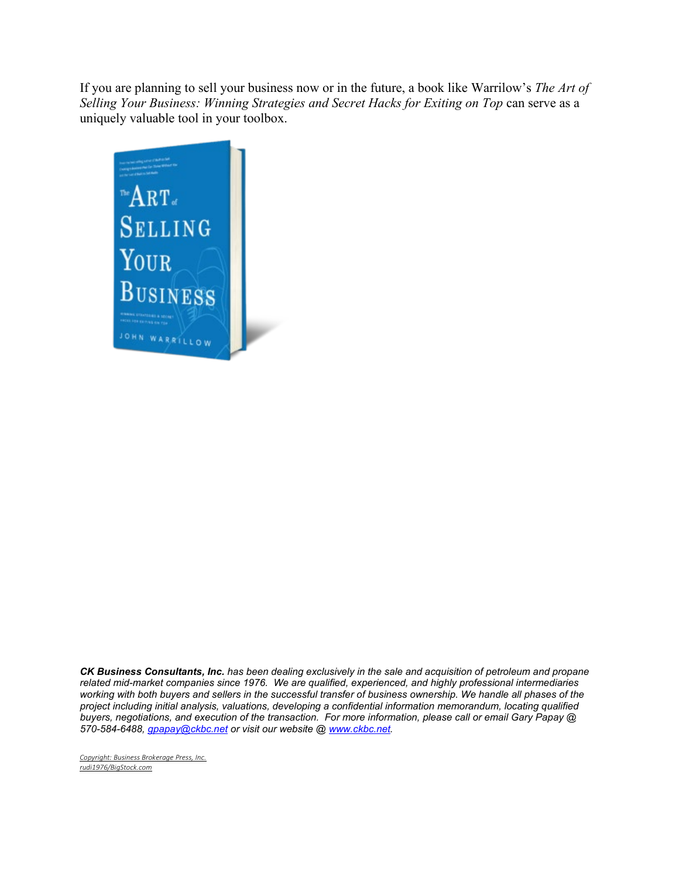If you are planning to sell your business now or in the future, a book like Warrilow's *The Art of Selling Your Business: Winning Strategies and Secret Hacks for Exiting on Top* can serve as a uniquely valuable tool in your toolbox.

***CK Business Consultants, Inc.*** *has been dealing exclusively in the sale and acquisition of petroleum and propane related mid-market companies since 1976. We are qualified, experienced, and highly professional intermediaries working with both buyers and sellers in the successful transfer of business ownership. We handle all phases of the project including initial analysis, valuations, developing a confidential information memorandum, locating qualified buyers, negotiations, and execution of the transaction. For more information, please call or email Gary Papay @ 570-584-6488, [gpapay@ckbc.net](mailto:gpapay@ckbc.net) or visit our website @ [www.ckbc.net](http://www.ckbc.net).*

*Copyright: Business Brokerage Press, Inc.*
*rudi1976/BigStock.com*